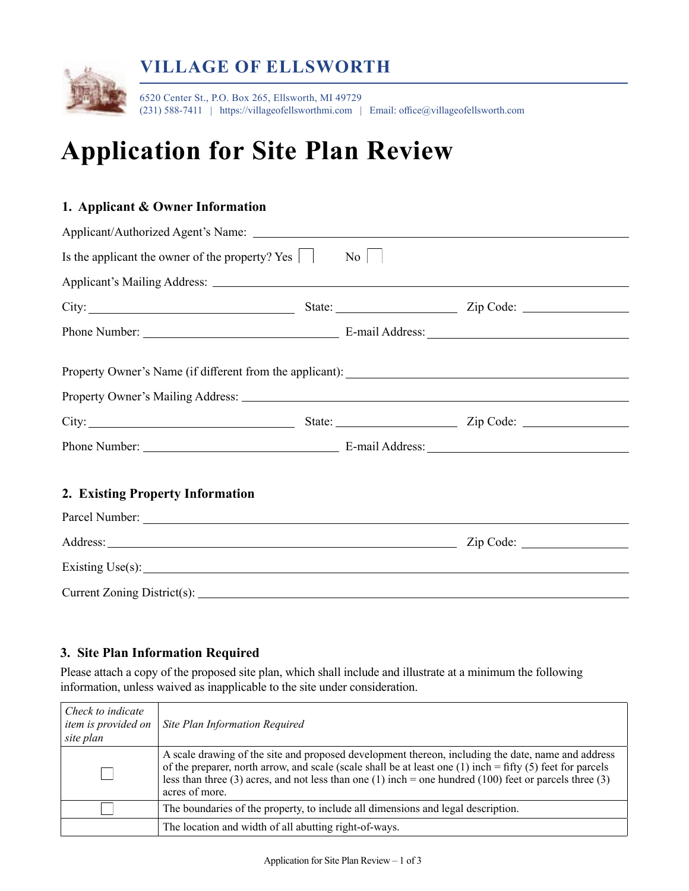# VILLAGE OF ELLSWORTH

6520 Center St., P.O. Box 265, Ellsworth, MI 49729
(231) 588-7411 | https://villageofellsworthmi.com | Email: office@villageofellsworth.com

# Application for Site Plan Review

## 1. Applicant & Owner Information

Applicant/Authorized Agent's Name: ______________________________

Is the applicant the owner of the property? Yes ☐ No ☐

Applicant's Mailing Address: ______________________________

City: ______________ State: ______________ Zip Code: ______________

Phone Number: ______________ E-mail Address: ______________

Property Owner's Name (if different from the applicant): ______________________________

Property Owner's Mailing Address: ______________________________

City: ______________ State: ______________ Zip Code: ______________

Phone Number: ______________ E-mail Address: ______________

## 2. Existing Property Information

Parcel Number: ______________________________

Address: ______________________________ Zip Code: ______________

Existing Use(s): ______________________________

Current Zoning District(s): ______________________________

## 3. Site Plan Information Required

Please attach a copy of the proposed site plan, which shall include and illustrate at a minimum the following information, unless waived as inapplicable to the site under consideration.

| *Check to indicate item is provided on site plan* | *Site Plan Information Required* |
|---|---|
| ☐ | A scale drawing of the site and proposed development thereon, including the date, name and address of the preparer, north arrow, and scale (scale shall be at least one (1) inch = fifty (5) feet for parcels less than three (3) acres, and not less than one (1) inch = one hundred (100) feet or parcels three (3) acres of more. |
| ☐ | The boundaries of the property, to include all dimensions and legal description. |
| | The location and width of all abutting right-of-ways. |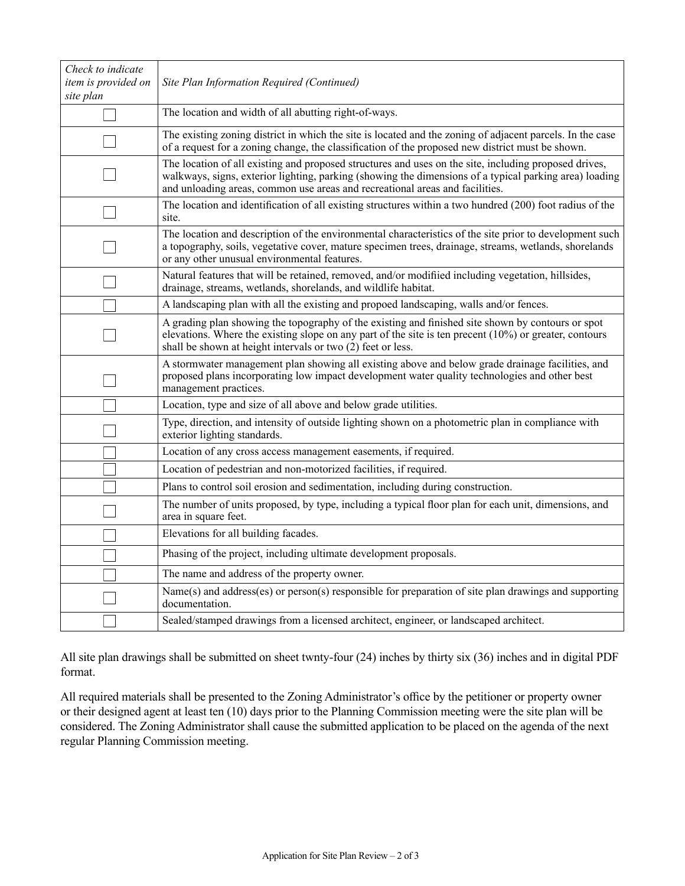| *Check to indicate item is provided on site plan* | *Site Plan Information Required (Continued)* |
|---|---|
| ☐ | The location and width of all abutting right-of-ways. |
| ☐ | The existing zoning district in which the site is located and the zoning of adjacent parcels. In the case of a request for a zoning change, the classification of the proposed new district must be shown. |
| ☐ | The location of all existing and proposed structures and uses on the site, including proposed drives, walkways, signs, exterior lighting, parking (showing the dimensions of a typical parking area) loading and unloading areas, common use areas and recreational areas and facilities. |
| ☐ | The location and identification of all existing structures within a two hundred (200) foot radius of the site. |
| ☐ | The location and description of the environmental characteristics of the site prior to development such a topography, soils, vegetative cover, mature specimen trees, drainage, streams, wetlands, shorelands or any other unusual environmental features. |
| ☐ | Natural features that will be retained, removed, and/or modifiied including vegetation, hillsides, drainage, streams, wetlands, shorelands, and wildlife habitat. |
| ☐ | A landscaping plan with all the existing and propoed landscaping, walls and/or fences. |
| ☐ | A grading plan showing the topography of the existing and finished site shown by contours or spot elevations. Where the existing slope on any part of the site is ten precent (10%) or greater, contours shall be shown at height intervals or two (2) feet or less. |
| ☐ | A stormwater management plan showing all existing above and below grade drainage facilities, and proposed plans incorporating low impact development water quality technologies and other best management practices. |
| ☐ | Location, type and size of all above and below grade utilities. |
| ☐ | Type, direction, and intensity of outside lighting shown on a photometric plan in compliance with exterior lighting standards. |
| ☐ | Location of any cross access management easements, if required. |
| ☐ | Location of pedestrian and non-motorized facilities, if required. |
| ☐ | Plans to control soil erosion and sedimentation, including during construction. |
| ☐ | The number of units proposed, by type, including a typical floor plan for each unit, dimensions, and area in square feet. |
| ☐ | Elevations for all building facades. |
| ☐ | Phasing of the project, including ultimate development proposals. |
| ☐ | The name and address of the property owner. |
| ☐ | Name(s) and address(es) or person(s) responsible for preparation of site plan drawings and supporting documentation. |
| ☐ | Sealed/stamped drawings from a licensed architect, engineer, or landscaped architect. |

All site plan drawings shall be submitted on sheet twnty-four (24) inches by thirty six (36) inches and in digital PDF format.

All required materials shall be presented to the Zoning Administrator's office by the petitioner or property owner or their designed agent at least ten (10) days prior to the Planning Commission meeting were the site plan will be considered. The Zoning Administrator shall cause the submitted application to be placed on the agenda of the next regular Planning Commission meeting.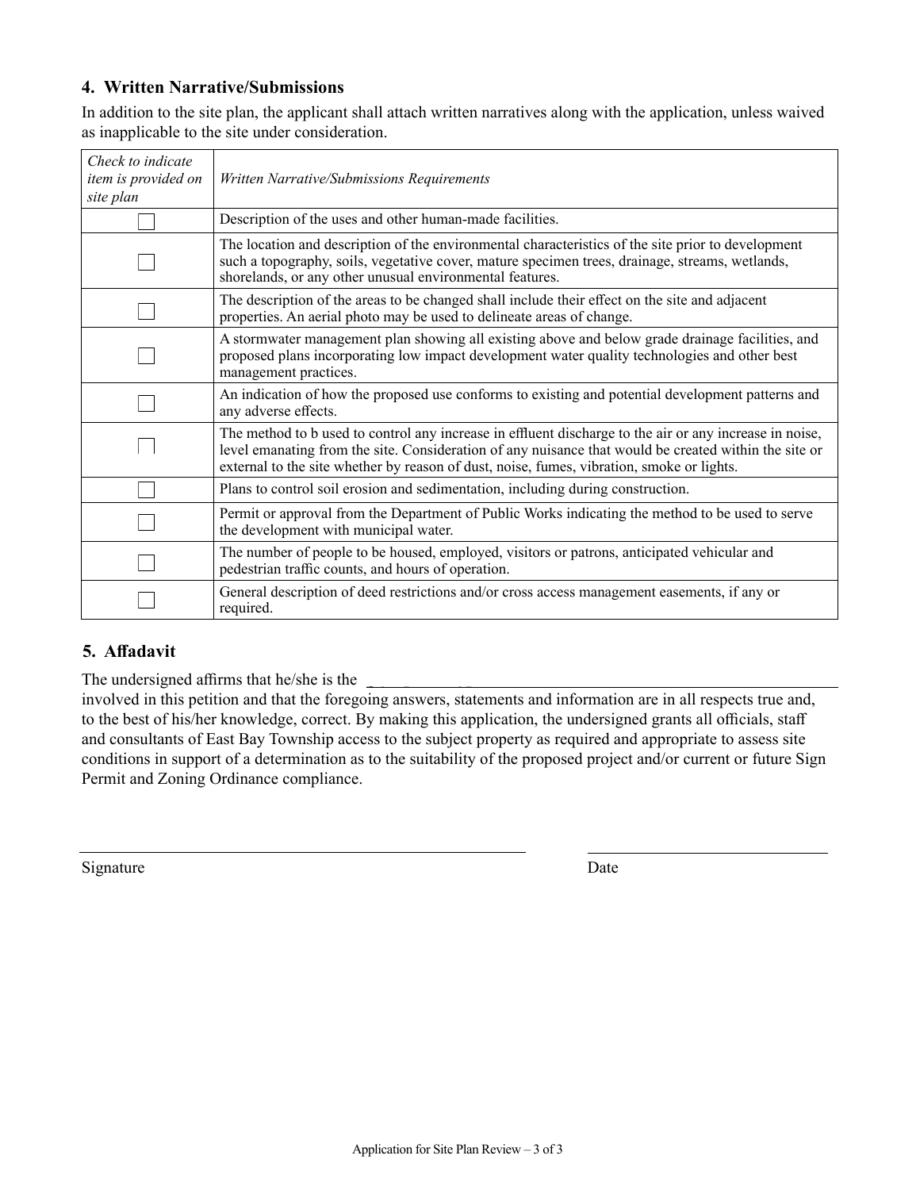## 4. Written Narrative/Submissions

In addition to the site plan, the applicant shall attach written narratives along with the application, unless waived as inapplicable to the site under consideration.

| *Check to indicate item is provided on site plan* | *Written Narrative/Submissions Requirements* |
|---|---|
| ☐ | Description of the uses and other human-made facilities. |
| ☐ | The location and description of the environmental characteristics of the site prior to development such a topography, soils, vegetative cover, mature specimen trees, drainage, streams, wetlands, shorelands, or any other unusual environmental features. |
| ☐ | The description of the areas to be changed shall include their effect on the site and adjacent properties. An aerial photo may be used to delineate areas of change. |
| ☐ | A stormwater management plan showing all existing above and below grade drainage facilities, and proposed plans incorporating low impact development water quality technologies and other best management practices. |
| ☐ | An indication of how the proposed use conforms to existing and potential development patterns and any adverse effects. |
| ☐ | The method to b used to control any increase in effluent discharge to the air or any increase in noise, level emanating from the site. Consideration of any nuisance that would be created within the site or external to the site whether by reason of dust, noise, fumes, vibration, smoke or lights. |
| ☐ | Plans to control soil erosion and sedimentation, including during construction. |
| ☐ | Permit or approval from the Department of Public Works indicating the method to be used to serve the development with municipal water. |
| ☐ | The number of people to be housed, employed, visitors or patrons, anticipated vehicular and pedestrian traffic counts, and hours of operation. |
| ☐ | General description of deed restrictions and/or cross access management easements, if any or required. |

## 5. Affadavit

The undersigned affirms that he/she is the \_\_\_\_\_\_\_\_\_\_\_\_\_\_\_\_\_\_\_\_\_\_\_\_\_\_\_\_\_\_\_\_\_\_\_\_\_\_\_\_ involved in this petition and that the foregoing answers, statements and information are in all respects true and, to the best of his/her knowledge, correct. By making this application, the undersigned grants all officials, staff and consultants of East Bay Township access to the subject property as required and appropriate to assess site conditions in support of a determination as to the suitability of the proposed project and/or current or future Sign Permit and Zoning Ordinance compliance.

\_\_\_\_\_\_\_\_\_\_\_\_\_\_\_\_\_\_\_\_\_\_\_\_\_\_\_\_\_\_\_\_\_\_\_\_\_\_\_\_ \_\_\_\_\_\_\_\_\_\_\_\_\_\_\_\_\_\_\_\_\_\_\_\_

Signature Date